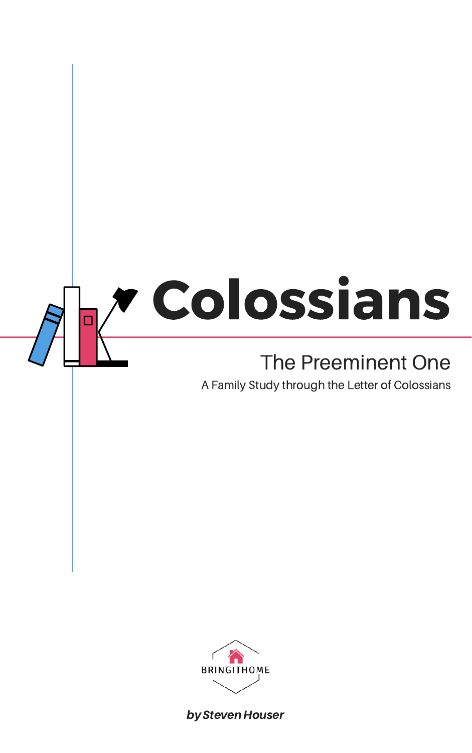# Colossians

## The Preeminent One

A Family Study through the Letter of Colossians

BRINGITHOME

***by Steven Houser***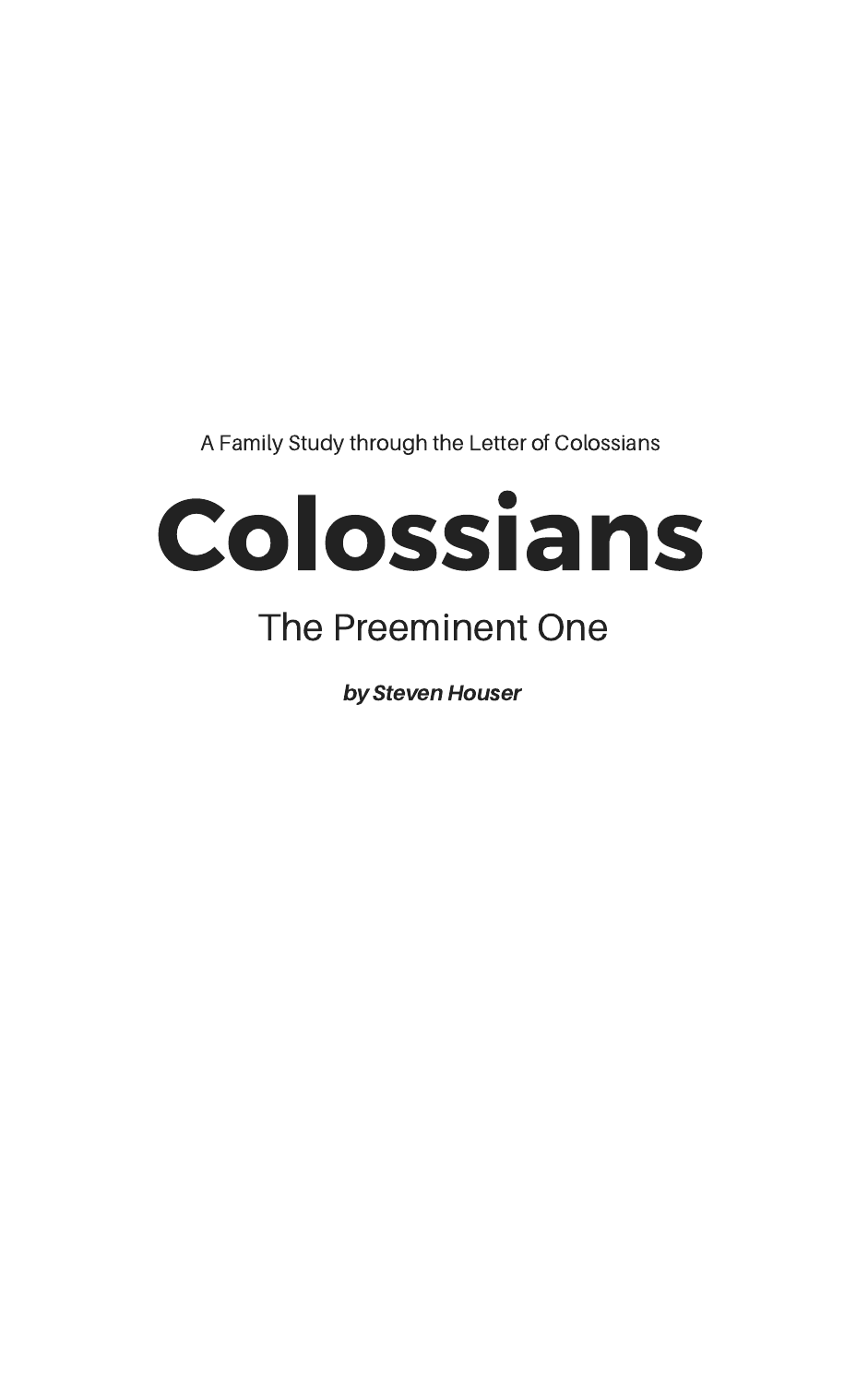A Family Study through the Letter of Colossians

# Colossians

## The Preeminent One

***by Steven Houser***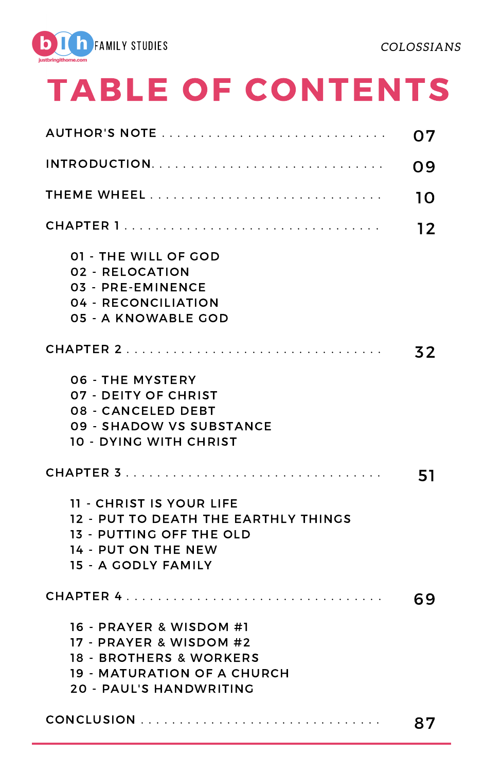# TABLE OF CONTENTS

AUTHOR'S NOTE . . . . . . . . . . . . . . . . . . . . . . . . . . . . . . 07

INTRODUCTION. . . . . . . . . . . . . . . . . . . . . . . . . . . . . . 09

THEME WHEEL . . . . . . . . . . . . . . . . . . . . . . . . . . . . . . 10

CHAPTER 1 . . . . . . . . . . . . . . . . . . . . . . . . . . . . . . 12

- 01 - THE WILL OF GOD
- 02 - RELOCATION
- 03 - PRE-EMINENCE
- 04 - RECONCILIATION
- 05 - A KNOWABLE GOD

CHAPTER 2 . . . . . . . . . . . . . . . . . . . . . . . . . . . . . . 32

- 06 - THE MYSTERY
- 07 - DEITY OF CHRIST
- 08 - CANCELED DEBT
- 09 - SHADOW VS SUBSTANCE
- 10 - DYING WITH CHRIST

CHAPTER 3 . . . . . . . . . . . . . . . . . . . . . . . . . . . . . . 51

- 11 - CHRIST IS YOUR LIFE
- 12 - PUT TO DEATH THE EARTHLY THINGS
- 13 - PUTTING OFF THE OLD
- 14 - PUT ON THE NEW
- 15 - A GODLY FAMILY

CHAPTER 4 . . . . . . . . . . . . . . . . . . . . . . . . . . . . . . 69

- 16 - PRAYER & WISDOM #1
- 17 - PRAYER & WISDOM #2
- 18 - BROTHERS & WORKERS
- 19 - MATURATION OF A CHURCH
- 20 - PAUL'S HANDWRITING

CONCLUSION . . . . . . . . . . . . . . . . . . . . . . . . . . . . . . 87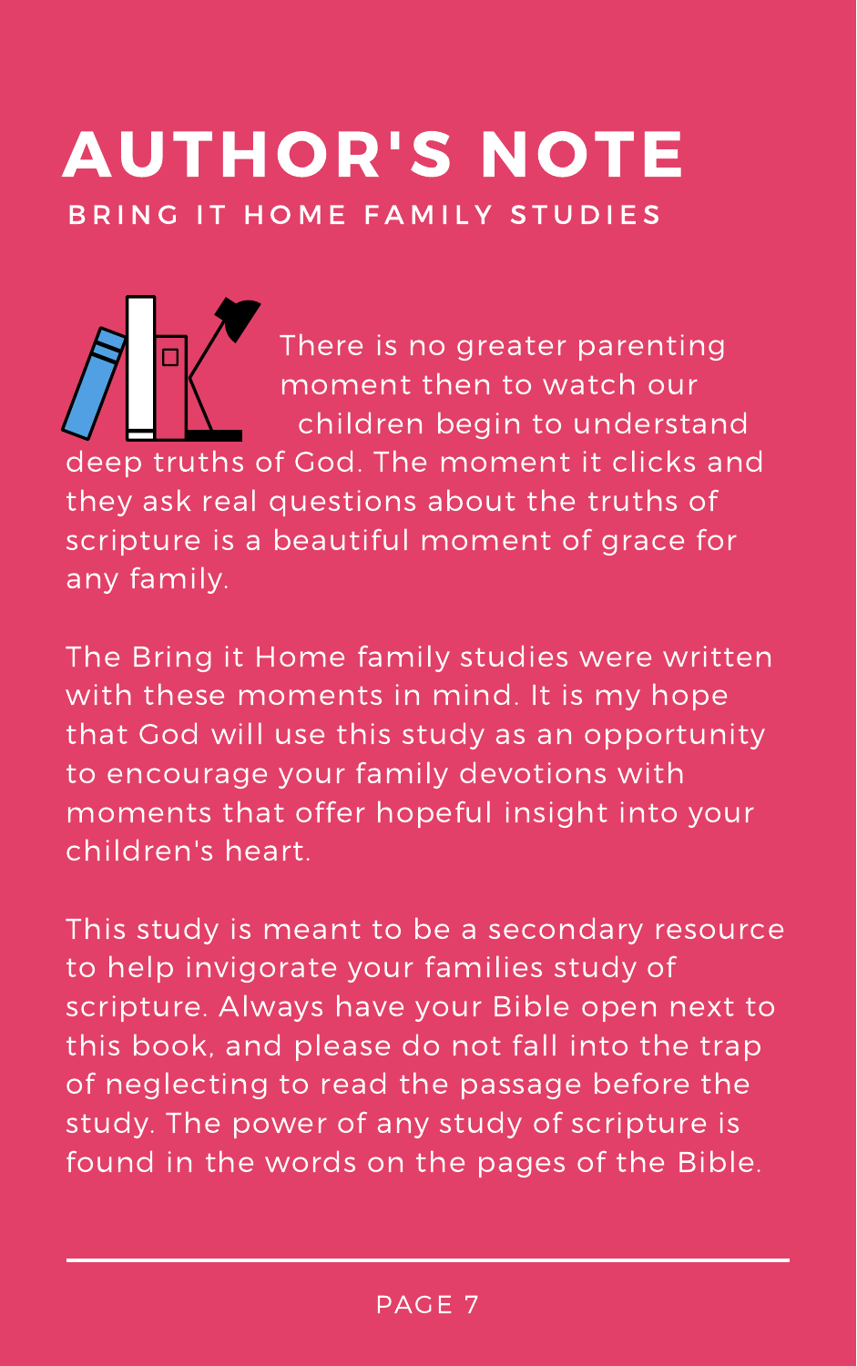# AUTHOR'S NOTE

BRING IT HOME FAMILY STUDIES

There is no greater parenting moment then to watch our children begin to understand deep truths of God. The moment it clicks and they ask real questions about the truths of scripture is a beautiful moment of grace for any family.

The Bring it Home family studies were written with these moments in mind. It is my hope that God will use this study as an opportunity to encourage your family devotions with moments that offer hopeful insight into your children's heart.

This study is meant to be a secondary resource to help invigorate your families study of scripture. Always have your Bible open next to this book, and please do not fall into the trap of neglecting to read the passage before the study. The power of any study of scripture is found in the words on the pages of the Bible.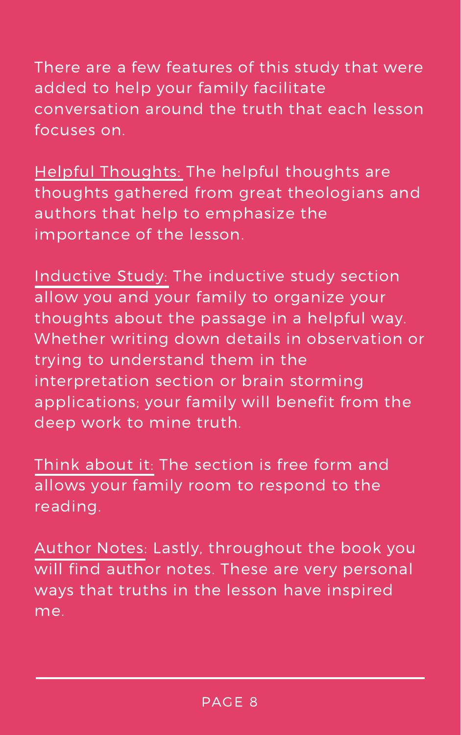There are a few features of this study that were added to help your family facilitate conversation around the truth that each lesson focuses on.

Helpful Thoughts: The helpful thoughts are thoughts gathered from great theologians and authors that help to emphasize the importance of the lesson.

Inductive Study: The inductive study section allow you and your family to organize your thoughts about the passage in a helpful way. Whether writing down details in observation or trying to understand them in the interpretation section or brain storming applications; your family will benefit from the deep work to mine truth.

Think about it: The section is free form and allows your family room to respond to the reading.

Author Notes: Lastly, throughout the book you will find author notes. These are very personal ways that truths in the lesson have inspired me.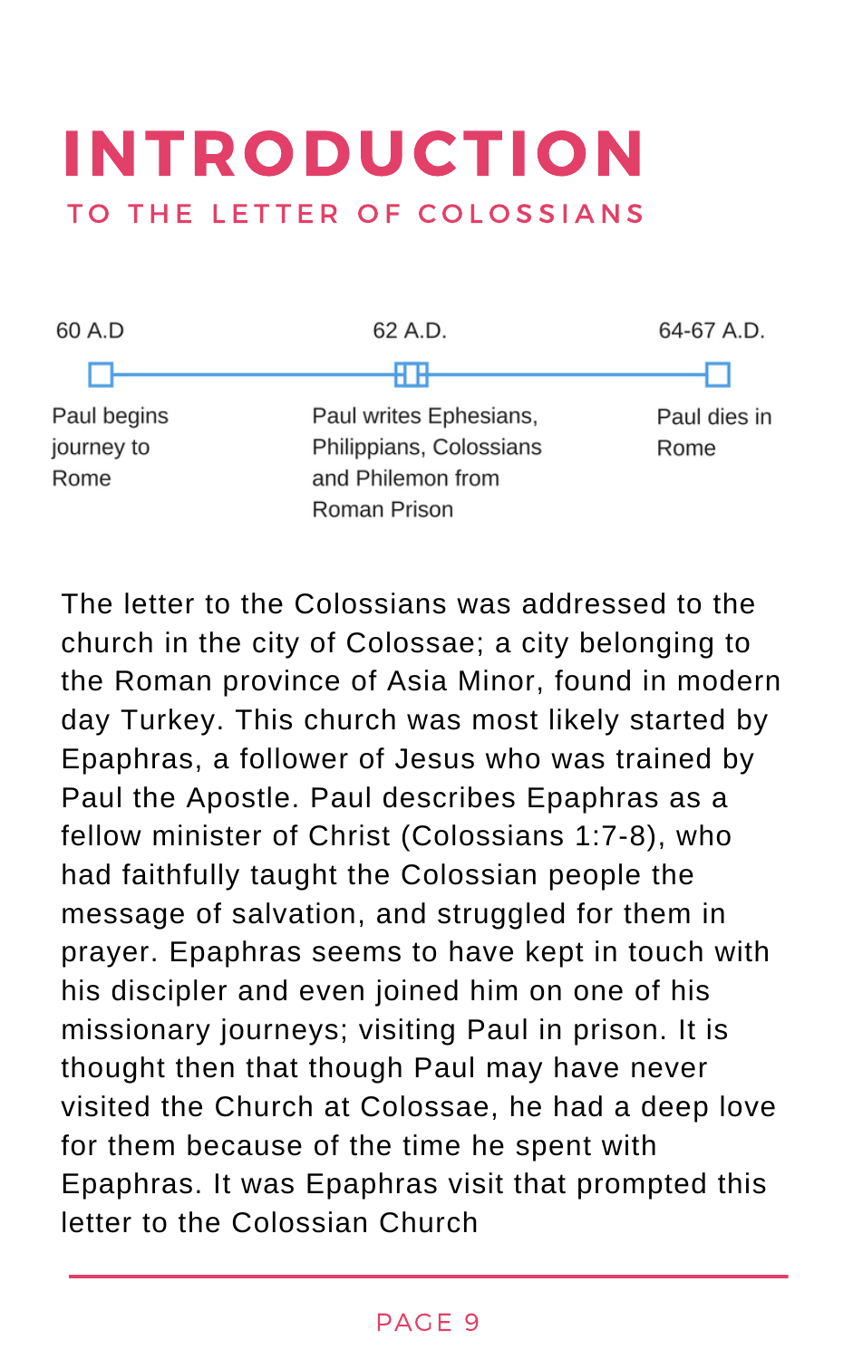# INTRODUCTION

## TO THE LETTER OF COLOSSIANS

| 60 A.D | 62 A.D. | 64-67 A.D. |
| --- | --- | --- |
| Paul begins journey to Rome | Paul writes Ephesians, Philippians, Colossians and Philemon from Roman Prison | Paul dies in Rome |

The letter to the Colossians was addressed to the church in the city of Colossae; a city belonging to the Roman province of Asia Minor, found in modern day Turkey. This church was most likely started by Epaphras, a follower of Jesus who was trained by Paul the Apostle. Paul describes Epaphras as a fellow minister of Christ (Colossians 1:7-8), who had faithfully taught the Colossian people the message of salvation, and struggled for them in prayer. Epaphras seems to have kept in touch with his discipler and even joined him on one of his missionary journeys; visiting Paul in prison. It is thought then that though Paul may have never visited the Church at Colossae, he had a deep love for them because of the time he spent with Epaphras. It was Epaphras visit that prompted this letter to the Colossian Church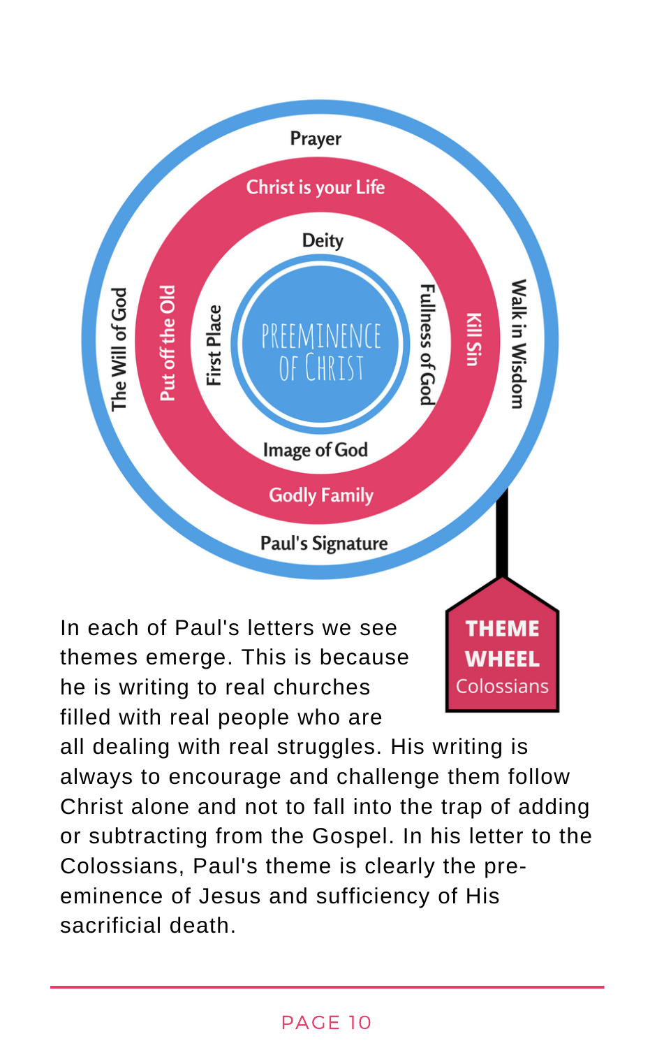Prayer

Christ is your Life

Deity

The Will of God

Put off the Old

First Place

PREEMINENCE OF CHRIST

Fullness of God

Kill Sin

Walk in Wisdom

Image of God

Godly Family

Paul's Signature

**THEME WHEEL**
Colossians

In each of Paul's letters we see themes emerge. This is because he is writing to real churches filled with real people who are all dealing with real struggles. His writing is always to encourage and challenge them follow Christ alone and not to fall into the trap of adding or subtracting from the Gospel. In his letter to the Colossians, Paul's theme is clearly the pre-eminence of Jesus and sufficiency of His sacrificial death.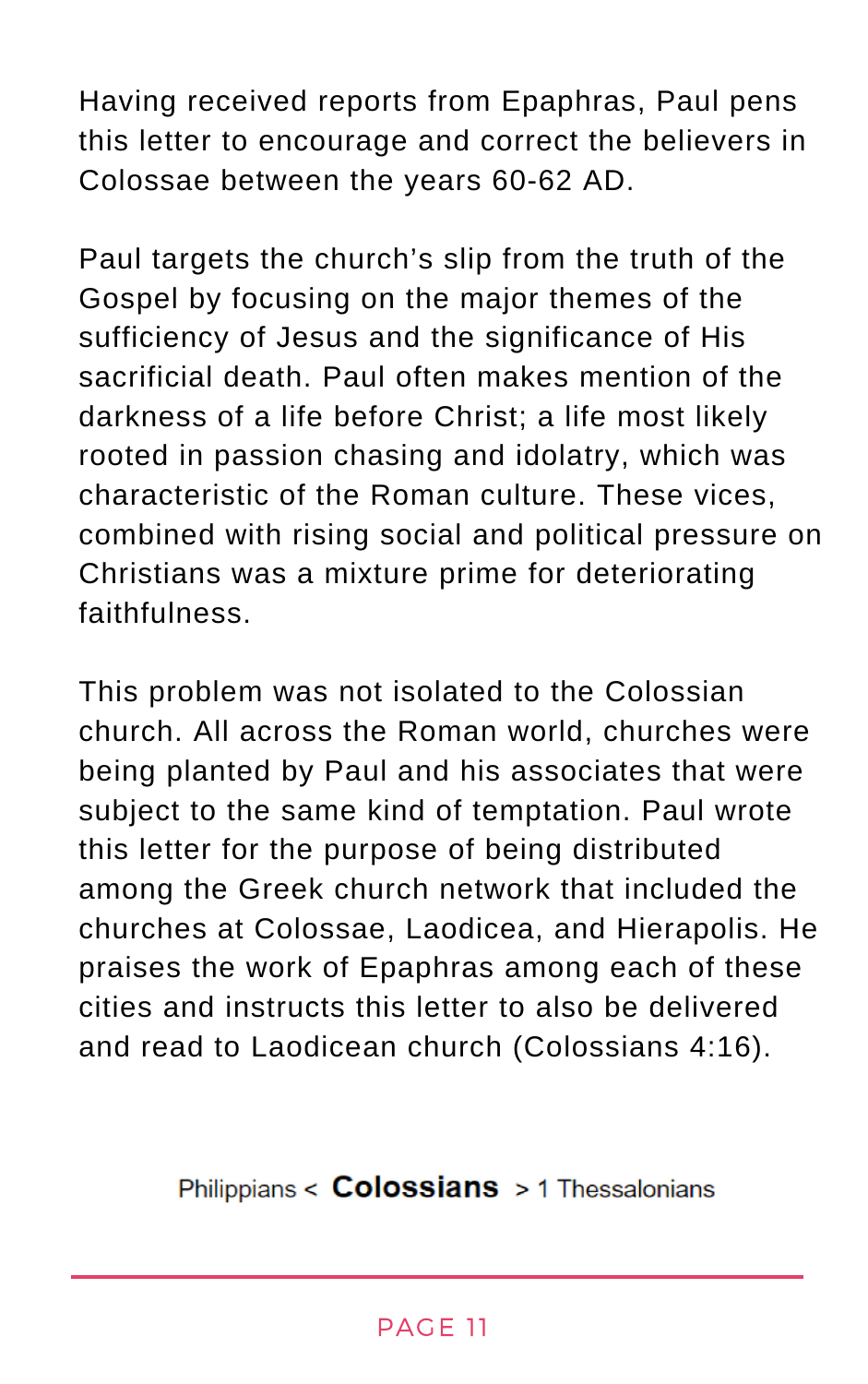Having received reports from Epaphras, Paul pens this letter to encourage and correct the believers in Colossae between the years 60-62 AD.

Paul targets the church's slip from the truth of the Gospel by focusing on the major themes of the sufficiency of Jesus and the significance of His sacrificial death. Paul often makes mention of the darkness of a life before Christ; a life most likely rooted in passion chasing and idolatry, which was characteristic of the Roman culture. These vices, combined with rising social and political pressure on Christians was a mixture prime for deteriorating faithfulness.

This problem was not isolated to the Colossian church. All across the Roman world, churches were being planted by Paul and his associates that were subject to the same kind of temptation. Paul wrote this letter for the purpose of being distributed among the Greek church network that included the churches at Colossae, Laodicea, and Hierapolis. He praises the work of Epaphras among each of these cities and instructs this letter to also be delivered and read to Laodicean church (Colossians 4:16).

Philippians < **Colossians** > 1 Thessalonians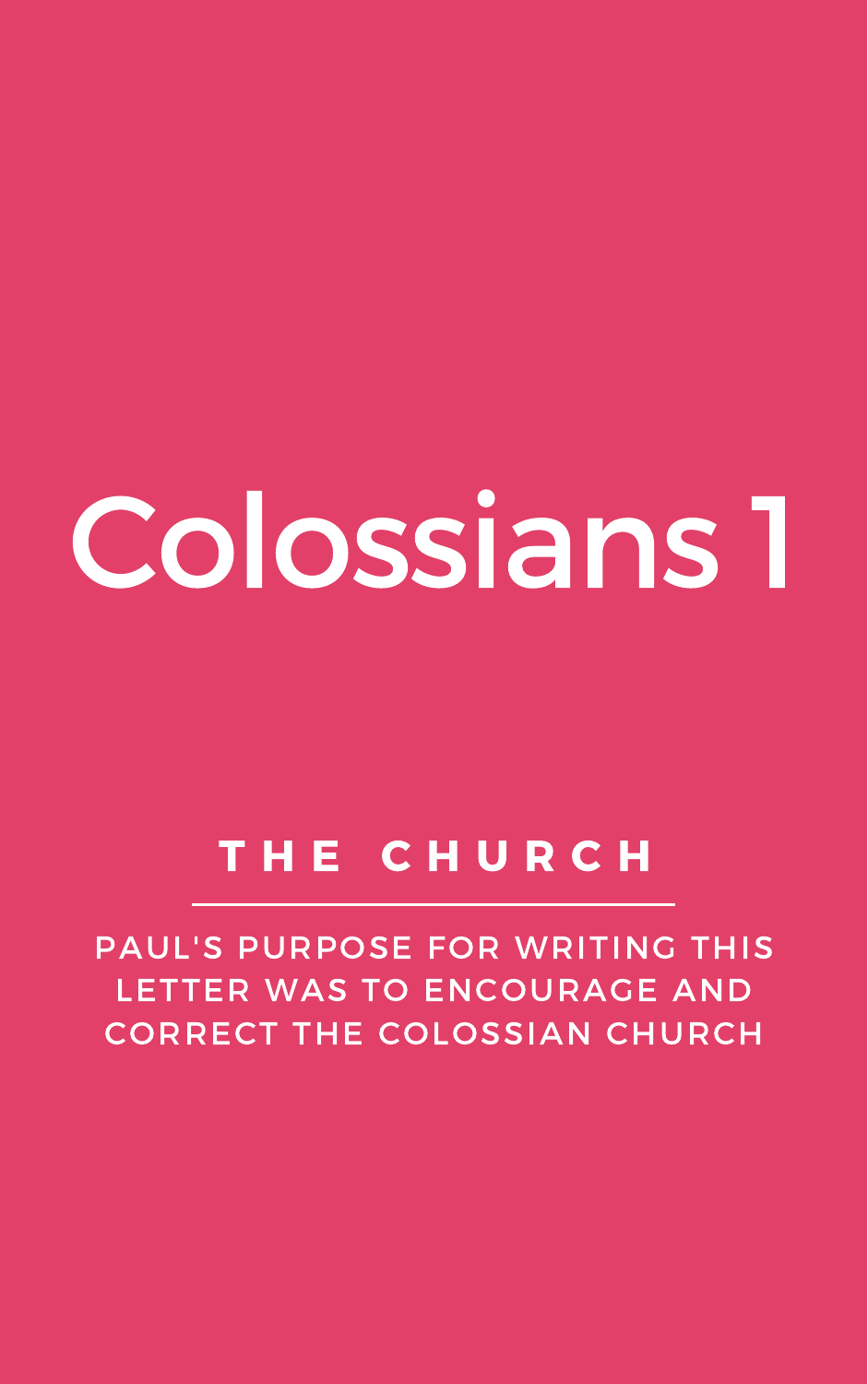# Colossians 1

## THE CHURCH

PAUL'S PURPOSE FOR WRITING THIS LETTER WAS TO ENCOURAGE AND CORRECT THE COLOSSIAN CHURCH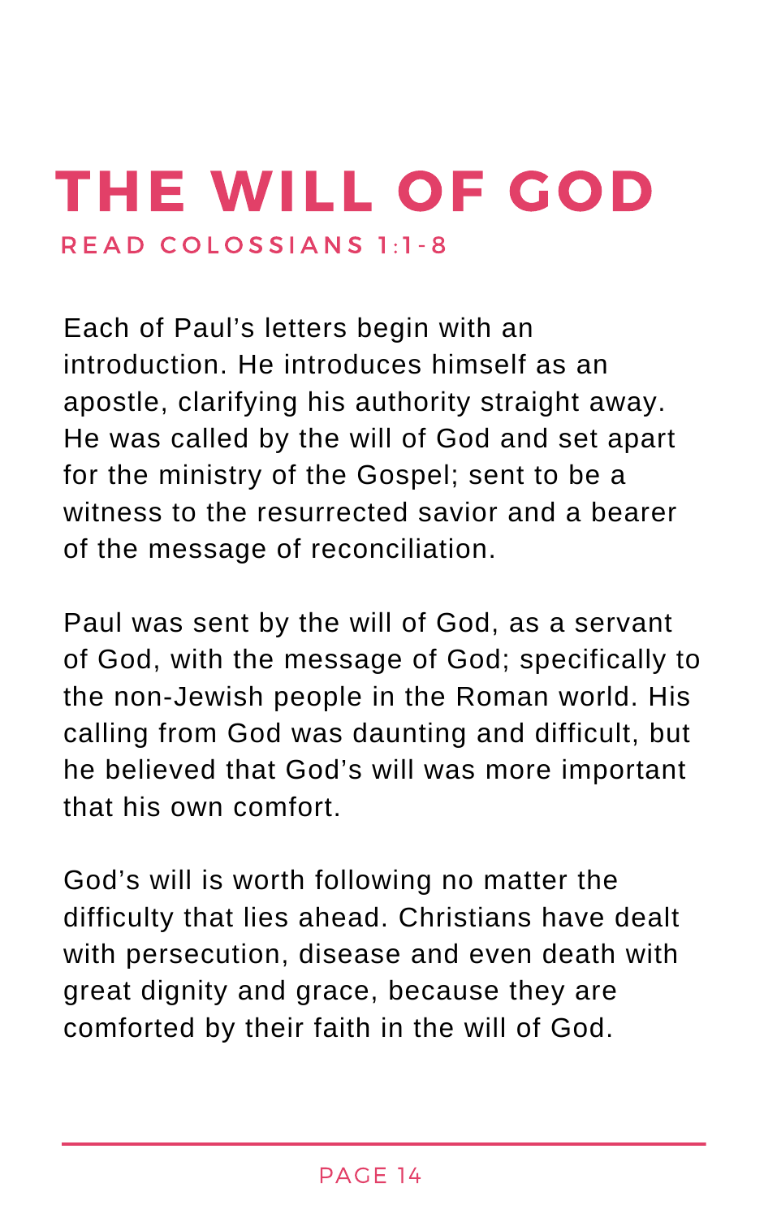# THE WILL OF GOD

READ COLOSSIANS 1:1-8

Each of Paul's letters begin with an introduction. He introduces himself as an apostle, clarifying his authority straight away. He was called by the will of God and set apart for the ministry of the Gospel; sent to be a witness to the resurrected savior and a bearer of the message of reconciliation.

Paul was sent by the will of God, as a servant of God, with the message of God; specifically to the non-Jewish people in the Roman world. His calling from God was daunting and difficult, but he believed that God's will was more important that his own comfort.

God's will is worth following no matter the difficulty that lies ahead. Christians have dealt with persecution, disease and even death with great dignity and grace, because they are comforted by their faith in the will of God.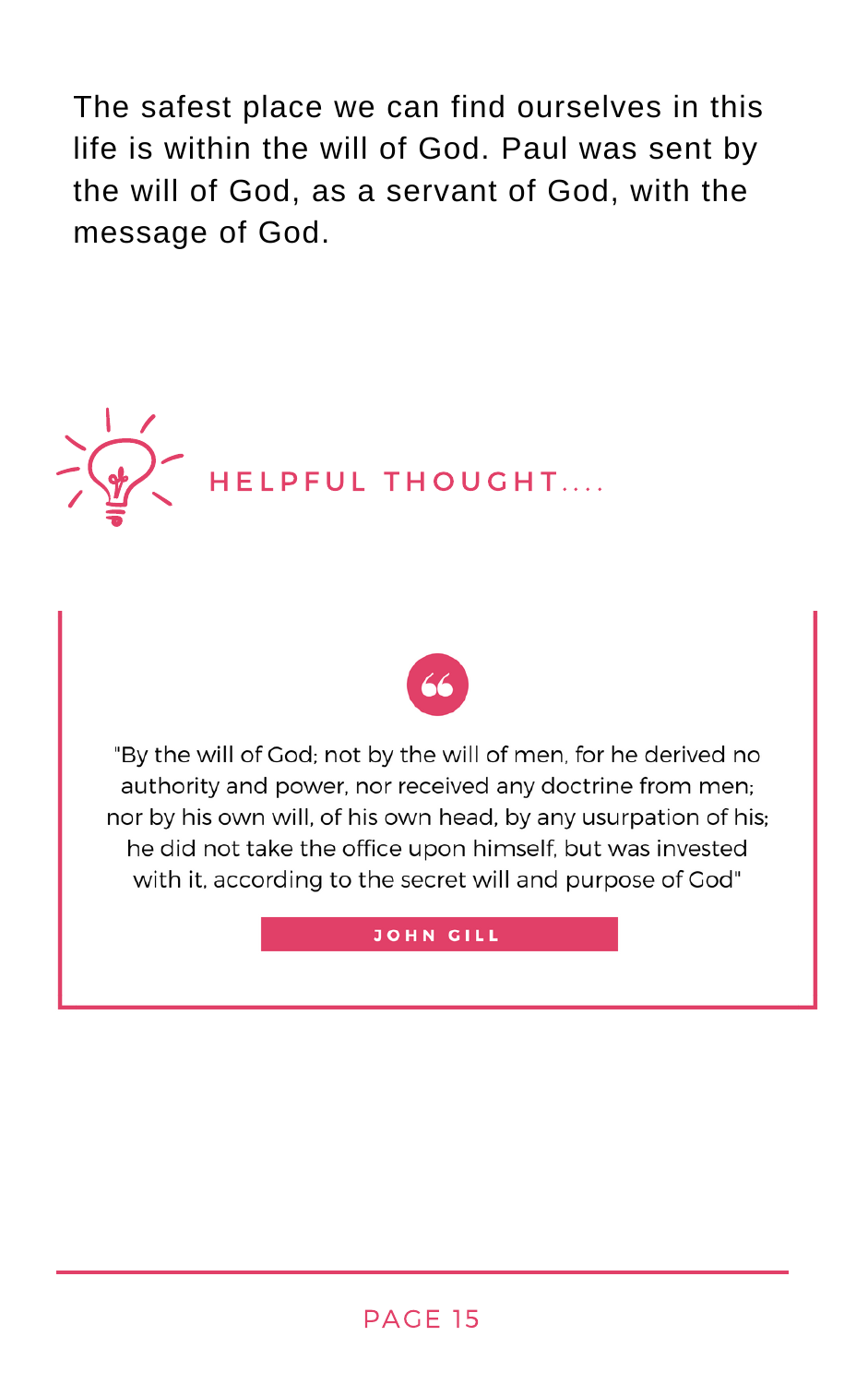The safest place we can find ourselves in this life is within the will of God. Paul was sent by the will of God, as a servant of God, with the message of God.

## HELPFUL THOUGHT....

> "By the will of God; not by the will of men, for he derived no authority and power, nor received any doctrine from men; nor by his own will, of his own head, by any usurpation of his; he did not take the office upon himself, but was invested with it, according to the secret will and purpose of God"
>
> **JOHN GILL**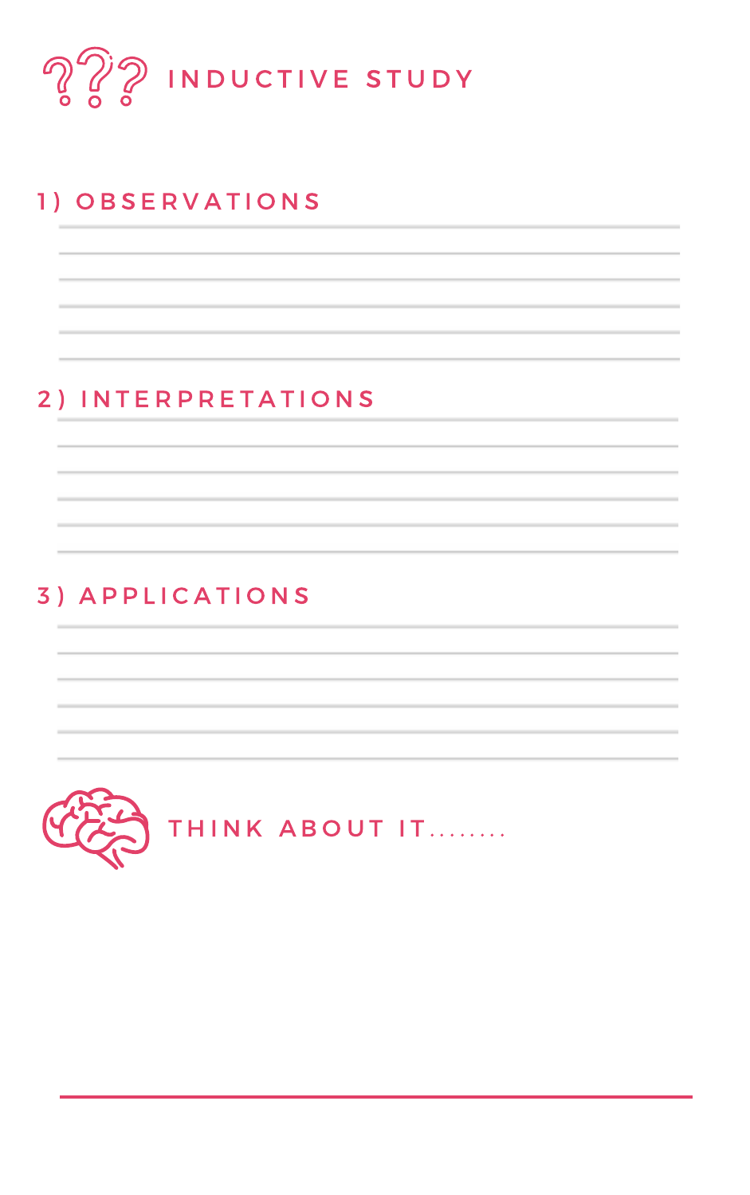# INDUCTIVE STUDY

## 1) OBSERVATIONS

## 2) INTERPRETATIONS

## 3) APPLICATIONS

## THINK ABOUT IT........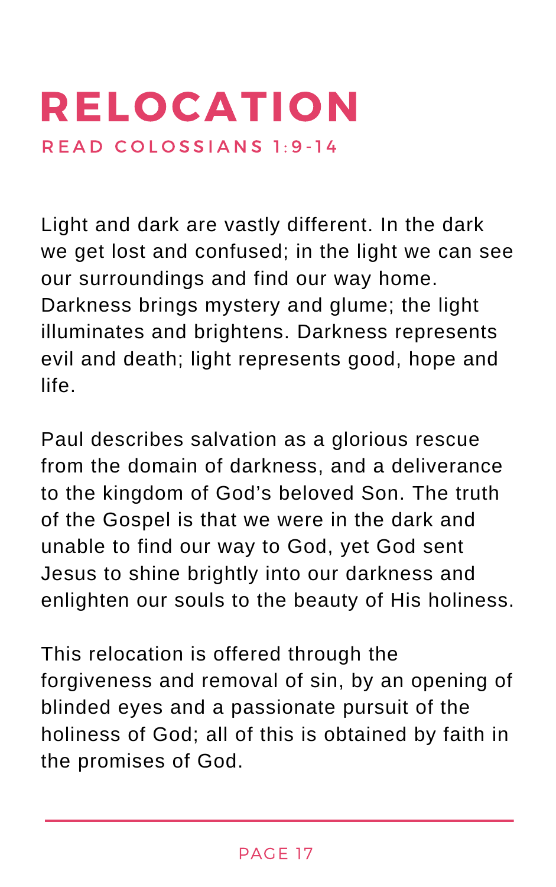# RELOCATION

READ COLOSSIANS 1:9-14

Light and dark are vastly different. In the dark we get lost and confused; in the light we can see our surroundings and find our way home. Darkness brings mystery and glume; the light illuminates and brightens. Darkness represents evil and death; light represents good, hope and life.

Paul describes salvation as a glorious rescue from the domain of darkness, and a deliverance to the kingdom of God's beloved Son. The truth of the Gospel is that we were in the dark and unable to find our way to God, yet God sent Jesus to shine brightly into our darkness and enlighten our souls to the beauty of His holiness.

This relocation is offered through the forgiveness and removal of sin, by an opening of blinded eyes and a passionate pursuit of the holiness of God; all of this is obtained by faith in the promises of God.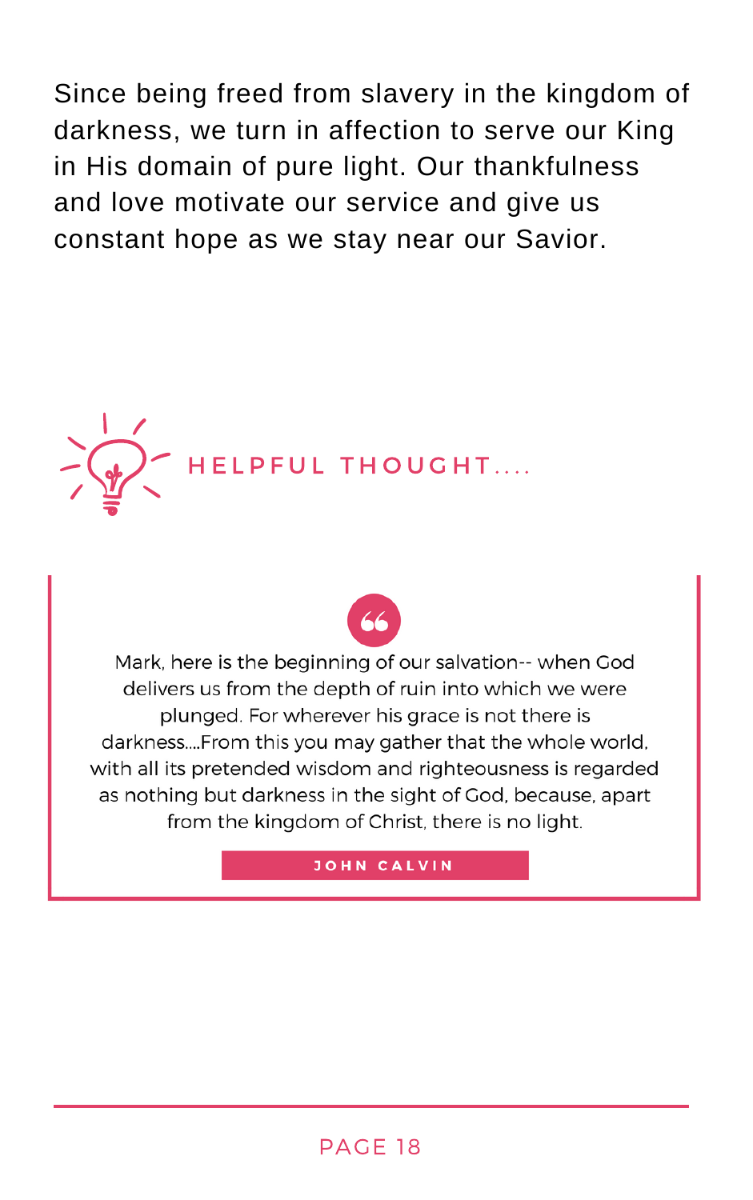Since being freed from slavery in the kingdom of darkness, we turn in affection to serve our King in His domain of pure light. Our thankfulness and love motivate our service and give us constant hope as we stay near our Savior.

## HELPFUL THOUGHT....

> Mark, here is the beginning of our salvation-- when God delivers us from the depth of ruin into which we were plunged. For wherever his grace is not there is darkness....From this you may gather that the whole world, with all its pretended wisdom and righteousness is regarded as nothing but darkness in the sight of God, because, apart from the kingdom of Christ, there is no light.
>
> **JOHN CALVIN**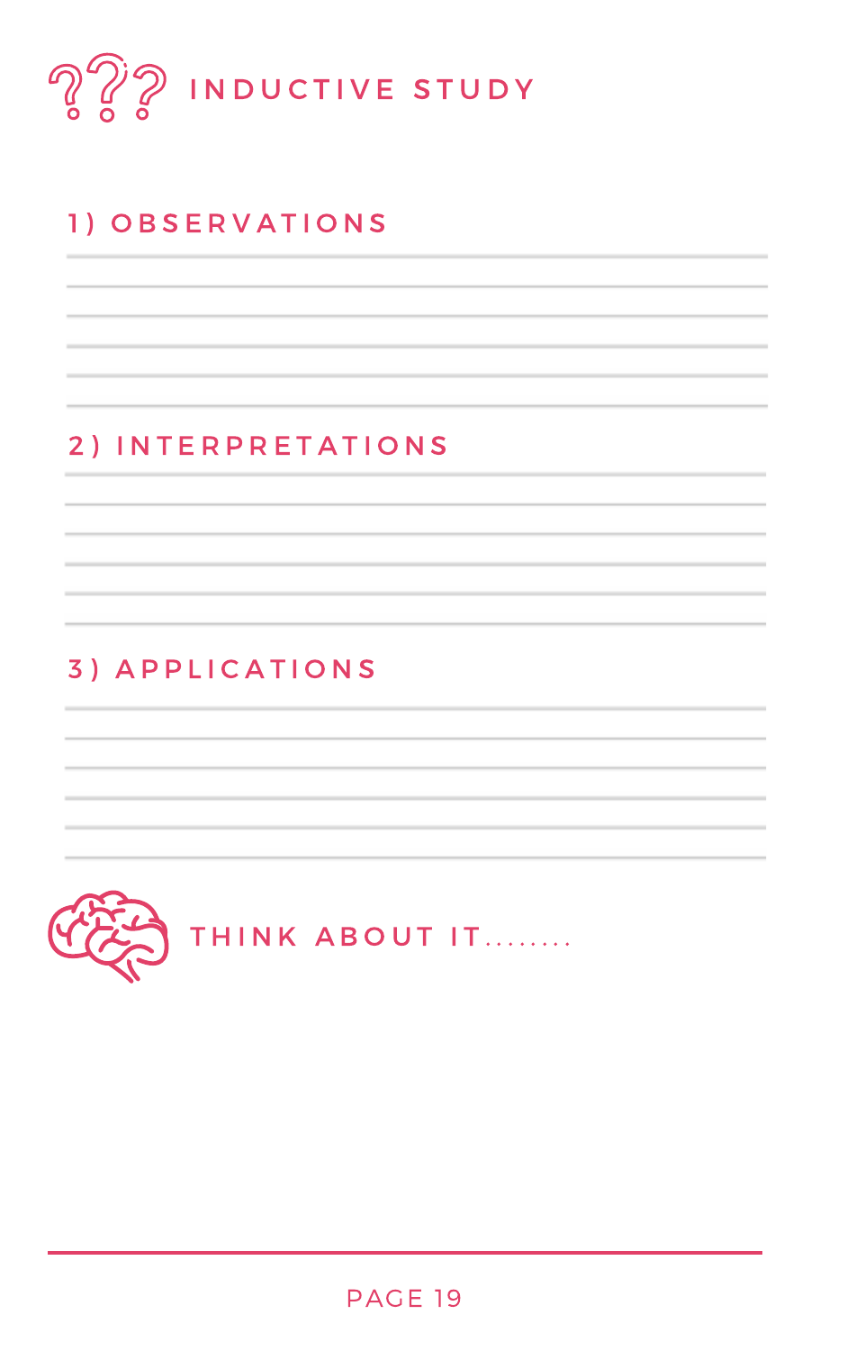# INDUCTIVE STUDY

## 1) OBSERVATIONS

## 2) INTERPRETATIONS

## 3) APPLICATIONS

## THINK ABOUT IT........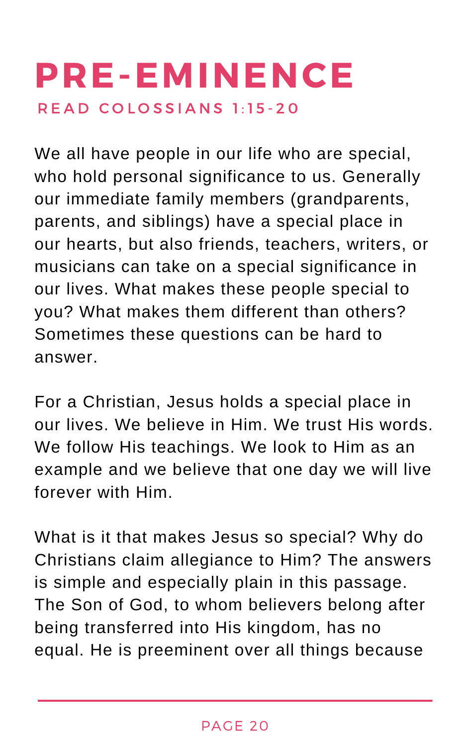# PRE-EMINENCE

READ COLOSSIANS 1:15-20

We all have people in our life who are special, who hold personal significance to us. Generally our immediate family members (grandparents, parents, and siblings) have a special place in our hearts, but also friends, teachers, writers, or musicians can take on a special significance in our lives. What makes these people special to you? What makes them different than others? Sometimes these questions can be hard to answer.

For a Christian, Jesus holds a special place in our lives. We believe in Him. We trust His words. We follow His teachings. We look to Him as an example and we believe that one day we will live forever with Him.

What is it that makes Jesus so special? Why do Christians claim allegiance to Him? The answers is simple and especially plain in this passage. The Son of God, to whom believers belong after being transferred into His kingdom, has no equal. He is preeminent over all things because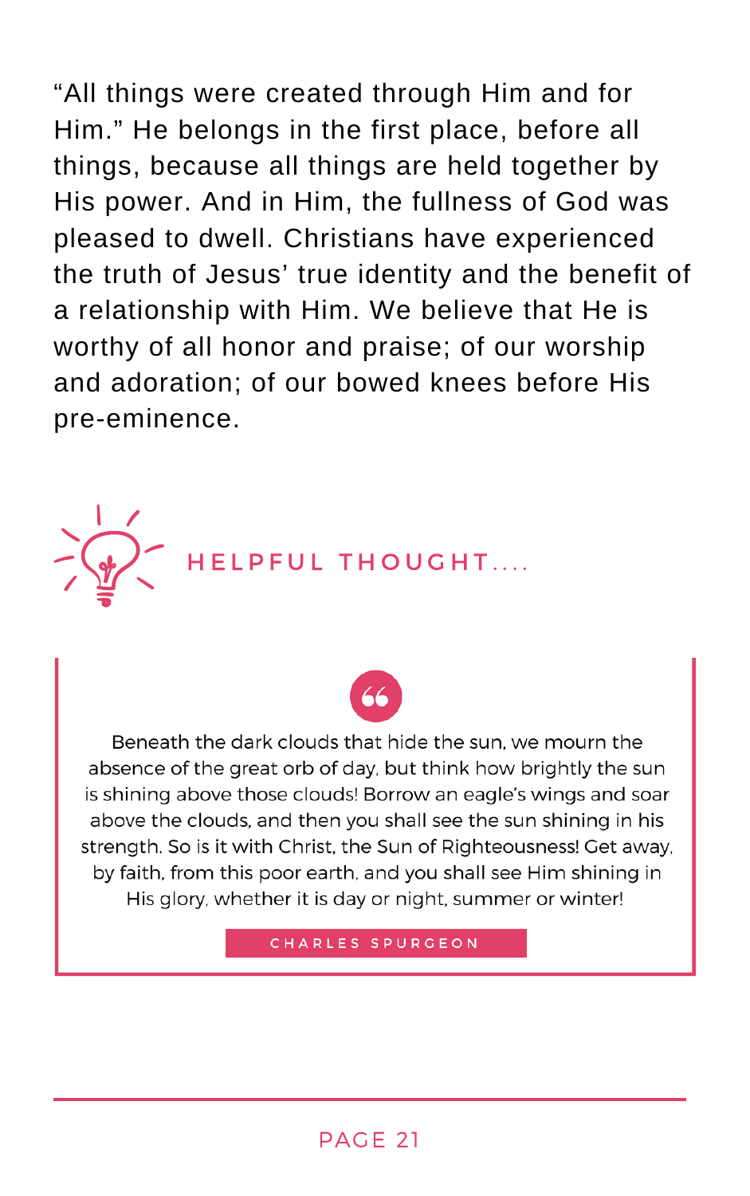"All things were created through Him and for Him." He belongs in the first place, before all things, because all things are held together by His power. And in Him, the fullness of God was pleased to dwell. Christians have experienced the truth of Jesus' true identity and the benefit of a relationship with Him. We believe that He is worthy of all honor and praise; of our worship and adoration; of our bowed knees before His pre-eminence.

## HELPFUL THOUGHT....

> Beneath the dark clouds that hide the sun, we mourn the absence of the great orb of day, but think how brightly the sun is shining above those clouds! Borrow an eagle's wings and soar above the clouds, and then you shall see the sun shining in his strength. So is it with Christ, the Sun of Righteousness! Get away, by faith, from this poor earth, and you shall see Him shining in His glory, whether it is day or night, summer or winter!
>
> CHARLES SPURGEON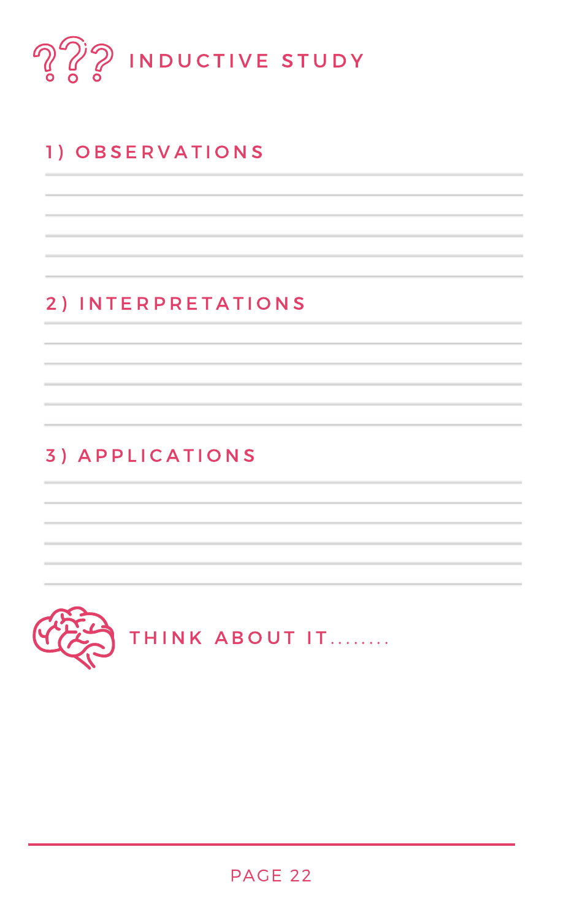# INDUCTIVE STUDY

## 1) OBSERVATIONS

## 2) INTERPRETATIONS

## 3) APPLICATIONS

## THINK ABOUT IT........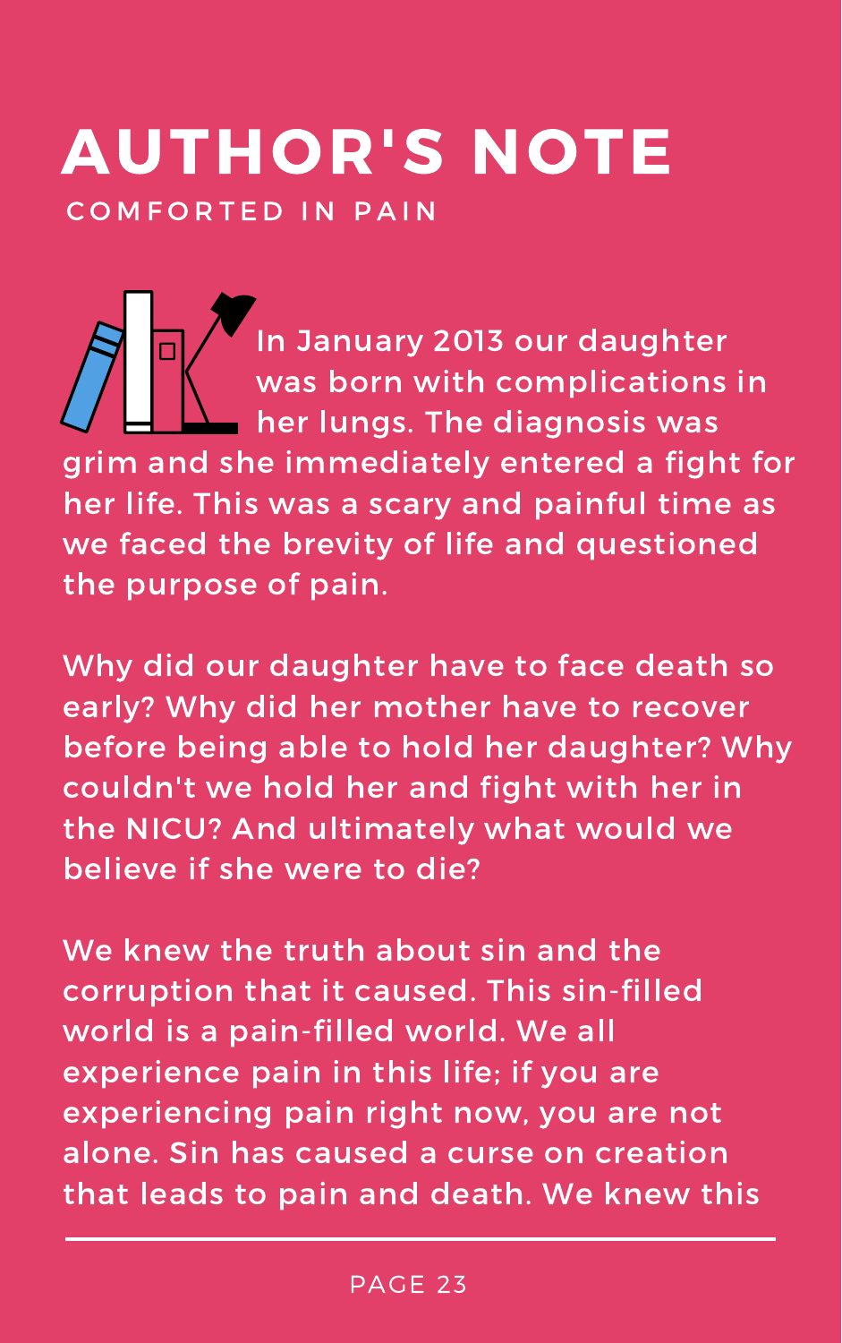# AUTHOR'S NOTE

## COMFORTED IN PAIN

In January 2013 our daughter was born with complications in her lungs. The diagnosis was grim and she immediately entered a fight for her life. This was a scary and painful time as we faced the brevity of life and questioned the purpose of pain.

Why did our daughter have to face death so early? Why did her mother have to recover before being able to hold her daughter? Why couldn't we hold her and fight with her in the NICU? And ultimately what would we believe if she were to die?

We knew the truth about sin and the corruption that it caused. This sin-filled world is a pain-filled world. We all experience pain in this life; if you are experiencing pain right now, you are not alone. Sin has caused a curse on creation that leads to pain and death. We knew this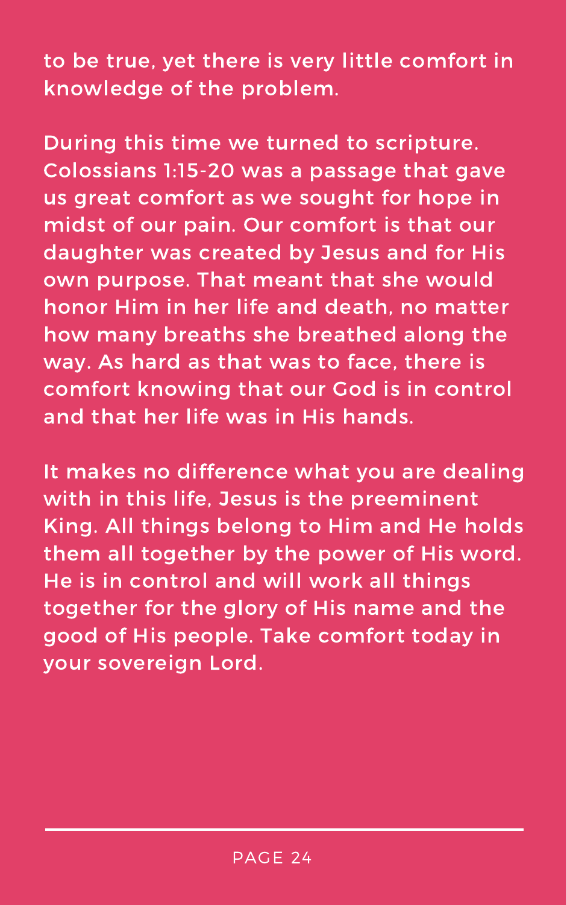to be true, yet there is very little comfort in knowledge of the problem.

During this time we turned to scripture. Colossians 1:15-20 was a passage that gave us great comfort as we sought for hope in midst of our pain. Our comfort is that our daughter was created by Jesus and for His own purpose. That meant that she would honor Him in her life and death, no matter how many breaths she breathed along the way. As hard as that was to face, there is comfort knowing that our God is in control and that her life was in His hands.

It makes no difference what you are dealing with in this life, Jesus is the preeminent King. All things belong to Him and He holds them all together by the power of His word. He is in control and will work all things together for the glory of His name and the good of His people. Take comfort today in your sovereign Lord.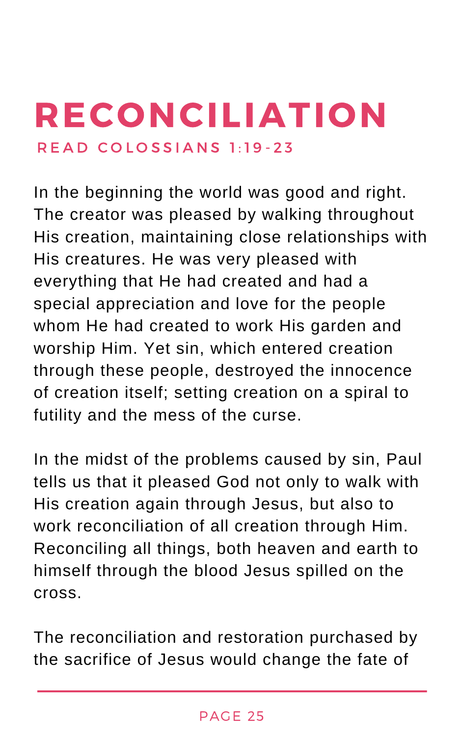# RECONCILIATION

READ COLOSSIANS 1:19-23

In the beginning the world was good and right. The creator was pleased by walking throughout His creation, maintaining close relationships with His creatures. He was very pleased with everything that He had created and had a special appreciation and love for the people whom He had created to work His garden and worship Him. Yet sin, which entered creation through these people, destroyed the innocence of creation itself; setting creation on a spiral to futility and the mess of the curse.

In the midst of the problems caused by sin, Paul tells us that it pleased God not only to walk with His creation again through Jesus, but also to work reconciliation of all creation through Him. Reconciling all things, both heaven and earth to himself through the blood Jesus spilled on the cross.

The reconciliation and restoration purchased by the sacrifice of Jesus would change the fate of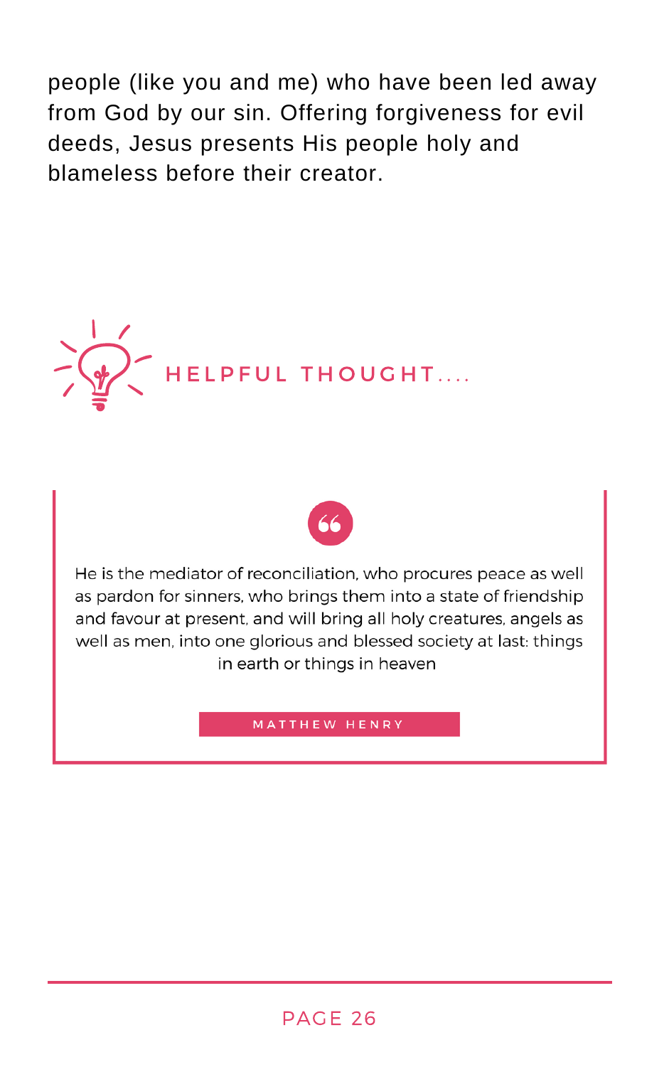people (like you and me) who have been led away from God by our sin. Offering forgiveness for evil deeds, Jesus presents His people holy and blameless before their creator.

## HELPFUL THOUGHT....

> He is the mediator of reconciliation, who procures peace as well as pardon for sinners, who brings them into a state of friendship and favour at present, and will bring all holy creatures, angels as well as men, into one glorious and blessed society at last: things in earth or things in heaven
>
> MATTHEW HENRY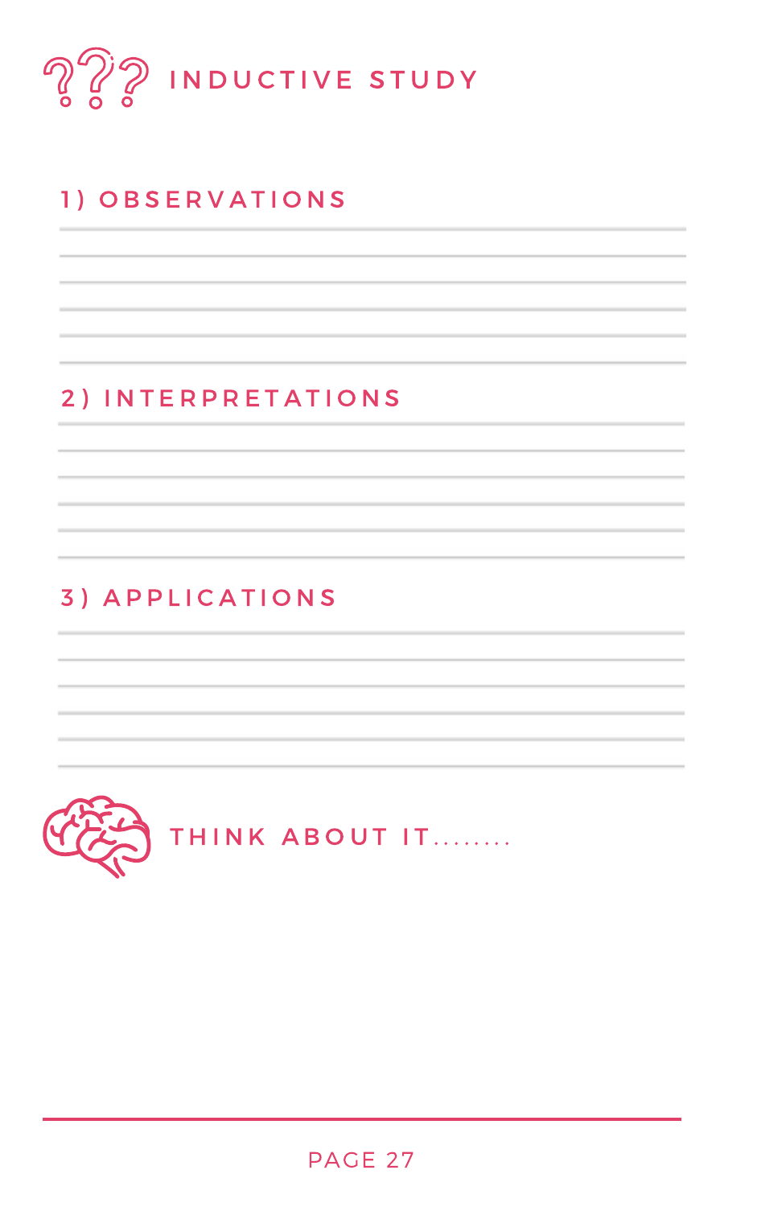# INDUCTIVE STUDY

## 1) OBSERVATIONS

## 2) INTERPRETATIONS

## 3) APPLICATIONS

## THINK ABOUT IT........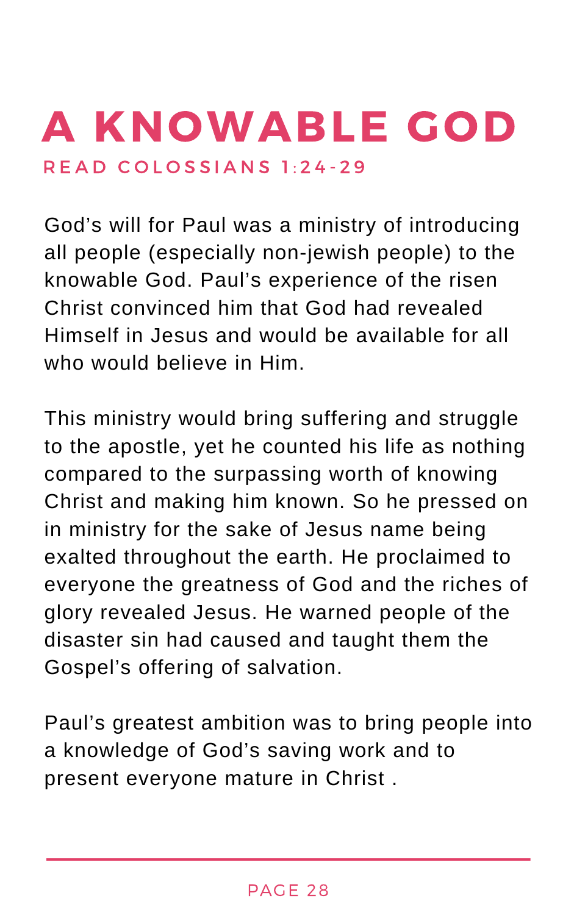# A KNOWABLE GOD

READ COLOSSIANS 1:24-29

God's will for Paul was a ministry of introducing all people (especially non-jewish people) to the knowable God. Paul's experience of the risen Christ convinced him that God had revealed Himself in Jesus and would be available for all who would believe in Him.

This ministry would bring suffering and struggle to the apostle, yet he counted his life as nothing compared to the surpassing worth of knowing Christ and making him known. So he pressed on in ministry for the sake of Jesus name being exalted throughout the earth. He proclaimed to everyone the greatness of God and the riches of glory revealed Jesus. He warned people of the disaster sin had caused and taught them the Gospel's offering of salvation.

Paul's greatest ambition was to bring people into a knowledge of God's saving work and to present everyone mature in Christ .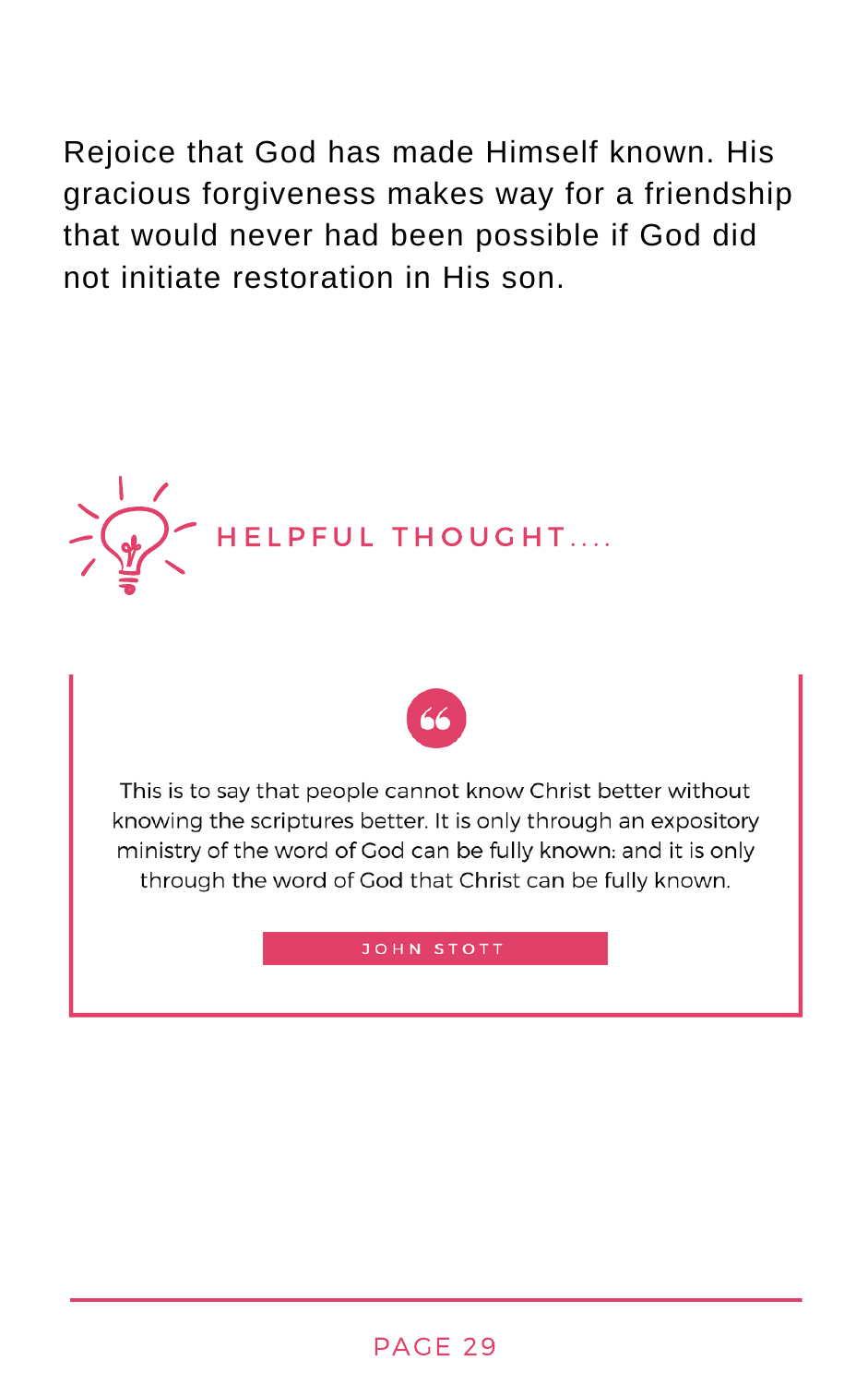Rejoice that God has made Himself known. His gracious forgiveness makes way for a friendship that would never had been possible if God did not initiate restoration in His son.

## HELPFUL THOUGHT....

> This is to say that people cannot know Christ better without knowing the scriptures better. It is only through an expository ministry of the word of God can be fully known: and it is only through the word of God that Christ can be fully known.
>
> JOHN STOTT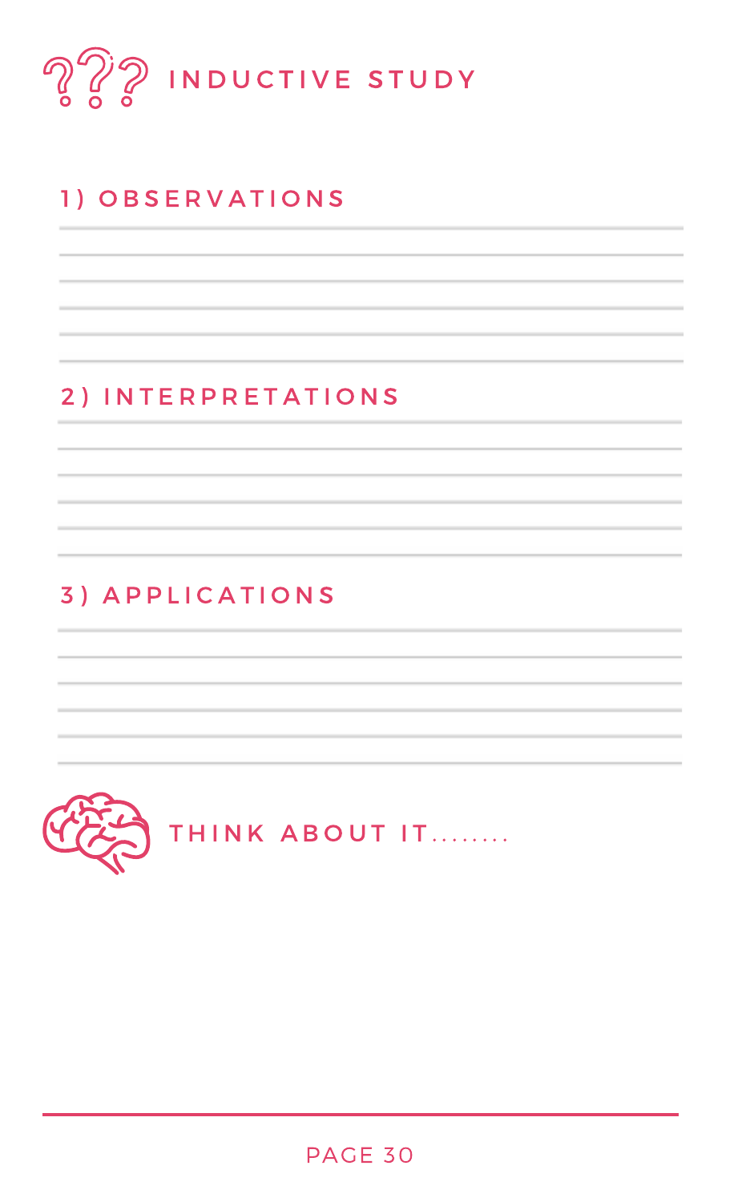# INDUCTIVE STUDY

## 1) OBSERVATIONS

## 2) INTERPRETATIONS

## 3) APPLICATIONS

## THINK ABOUT IT........